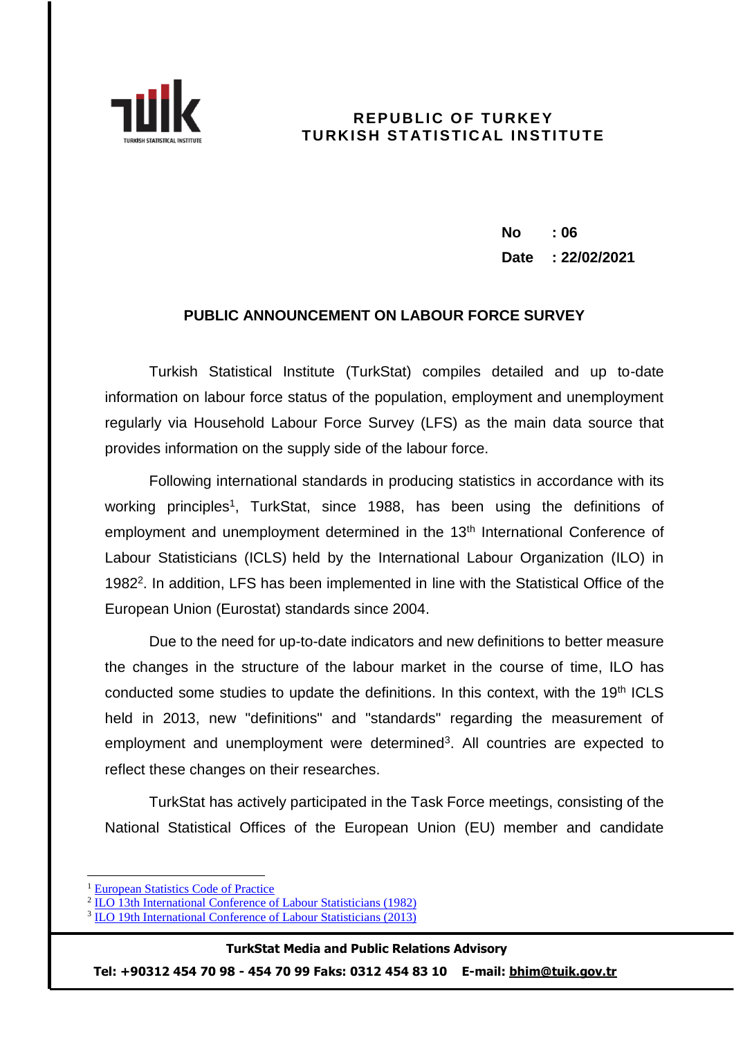**REPUBLIC OF TURKEY**
**TURKISH STATISTICAL INSTITUTE**

**No : 06**
**Date : 22/02/2021**

## PUBLIC ANNOUNCEMENT ON LABOUR FORCE SURVEY

Turkish Statistical Institute (TurkStat) compiles detailed and up to-date information on labour force status of the population, employment and unemployment regularly via Household Labour Force Survey (LFS) as the main data source that provides information on the supply side of the labour force.

Following international standards in producing statistics in accordance with its working principles[1], TurkStat, since 1988, has been using the definitions of employment and unemployment determined in the 13th International Conference of Labour Statisticians (ICLS) held by the International Labour Organization (ILO) in 1982[2]. In addition, LFS has been implemented in line with the Statistical Office of the European Union (Eurostat) standards since 2004.

Due to the need for up-to-date indicators and new definitions to better measure the changes in the structure of the labour market in the course of time, ILO has conducted some studies to update the definitions. In this context, with the 19th ICLS held in 2013, new "definitions" and "standards" regarding the measurement of employment and unemployment were determined[3]. All countries are expected to reflect these changes on their researches.

TurkStat has actively participated in the Task Force meetings, consisting of the National Statistical Offices of the European Union (EU) member and candidate

---

[1] European Statistics Code of Practice
[2] ILO 13th International Conference of Labour Statisticians (1982)
[3] ILO 19th International Conference of Labour Statisticians (2013)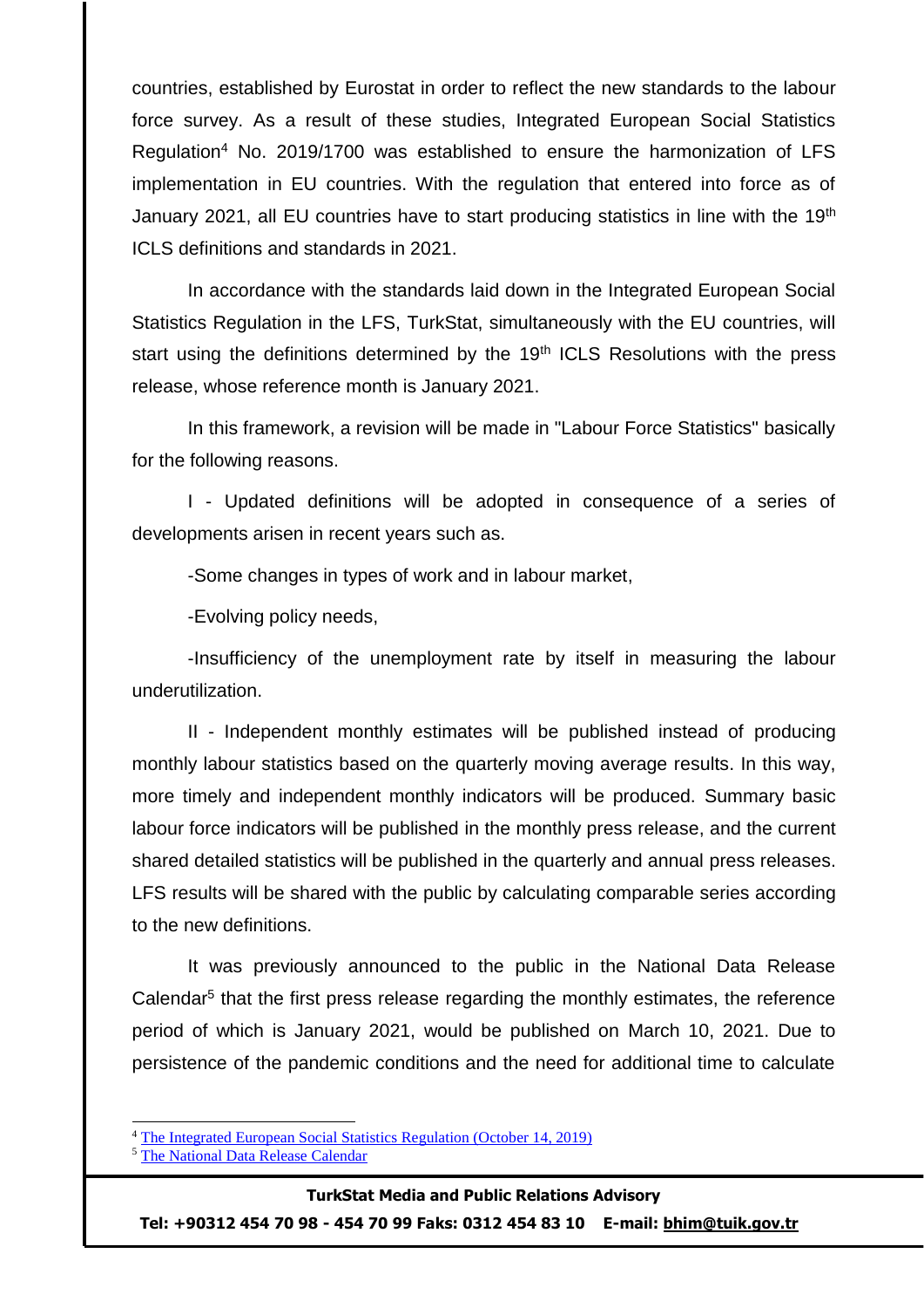countries, established by Eurostat in order to reflect the new standards to the labour force survey. As a result of these studies, Integrated European Social Statistics Regulation[4] No. 2019/1700 was established to ensure the harmonization of LFS implementation in EU countries. With the regulation that entered into force as of January 2021, all EU countries have to start producing statistics in line with the 19th ICLS definitions and standards in 2021.

In accordance with the standards laid down in the Integrated European Social Statistics Regulation in the LFS, TurkStat, simultaneously with the EU countries, will start using the definitions determined by the 19th ICLS Resolutions with the press release, whose reference month is January 2021.

In this framework, a revision will be made in "Labour Force Statistics" basically for the following reasons.

I - Updated definitions will be adopted in consequence of a series of developments arisen in recent years such as.

-Some changes in types of work and in labour market,

-Evolving policy needs,

-Insufficiency of the unemployment rate by itself in measuring the labour underutilization.

II - Independent monthly estimates will be published instead of producing monthly labour statistics based on the quarterly moving average results. In this way, more timely and independent monthly indicators will be produced. Summary basic labour force indicators will be published in the monthly press release, and the current shared detailed statistics will be published in the quarterly and annual press releases. LFS results will be shared with the public by calculating comparable series according to the new definitions.

It was previously announced to the public in the National Data Release Calendar[5] that the first press release regarding the monthly estimates, the reference period of which is January 2021, would be published on March 10, 2021. Due to persistence of the pandemic conditions and the need for additional time to calculate

---

[4] The Integrated European Social Statistics Regulation (October 14, 2019)

[5] The National Data Release Calendar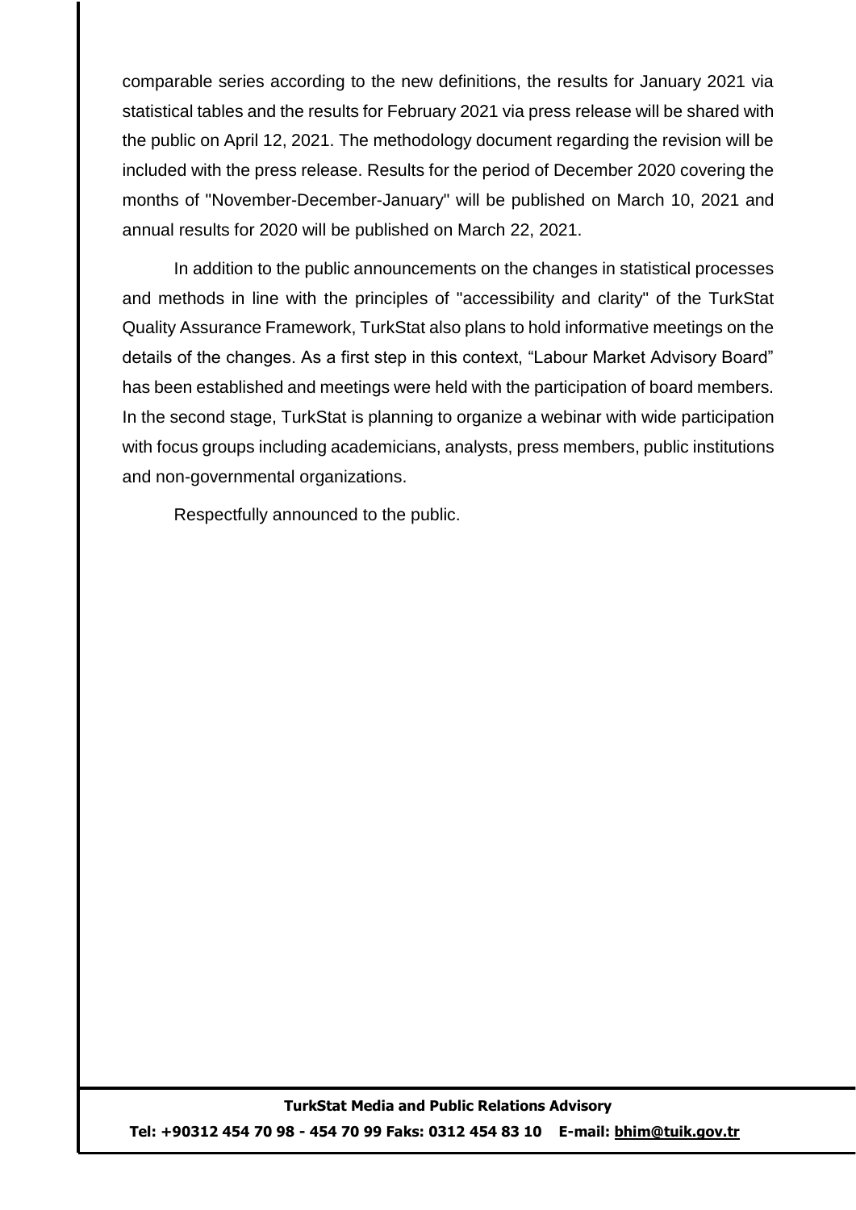comparable series according to the new definitions, the results for January 2021 via statistical tables and the results for February 2021 via press release will be shared with the public on April 12, 2021. The methodology document regarding the revision will be included with the press release. Results for the period of December 2020 covering the months of "November-December-January" will be published on March 10, 2021 and annual results for 2020 will be published on March 22, 2021.

In addition to the public announcements on the changes in statistical processes and methods in line with the principles of "accessibility and clarity" of the TurkStat Quality Assurance Framework, TurkStat also plans to hold informative meetings on the details of the changes. As a first step in this context, “Labour Market Advisory Board” has been established and meetings were held with the participation of board members. In the second stage, TurkStat is planning to organize a webinar with wide participation with focus groups including academicians, analysts, press members, public institutions and non-governmental organizations.

Respectfully announced to the public.

**TurkStat Media and Public Relations Advisory**

**Tel: +90312 454 70 98 - 454 70 99 Faks: 0312 454 83 10 E-mail: bhim@tuik.gov.tr**